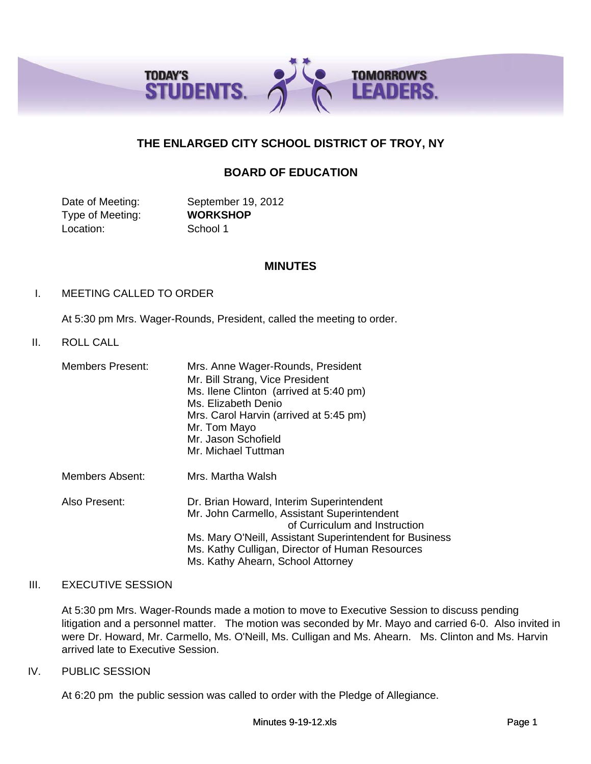# THE ENLARGED CITY SCHOOL DISTRICT OF TROY, NY

## BOARD OF EDUCATION

Date of Meeting: September 19, 2012
Type of Meeting: **WORKSHOP**
Location: School 1

## MINUTES

I. MEETING CALLED TO ORDER

At 5:30 pm Mrs. Wager-Rounds, President, called the meeting to order.

II. ROLL CALL

Members Present:
Mrs. Anne Wager-Rounds, President
Mr. Bill Strang, Vice President
Ms. Ilene Clinton (arrived at 5:40 pm)
Ms. Elizabeth Denio
Mrs. Carol Harvin (arrived at 5:45 pm)
Mr. Tom Mayo
Mr. Jason Schofield
Mr. Michael Tuttman

Members Absent: Mrs. Martha Walsh

Also Present:
Dr. Brian Howard, Interim Superintendent
Mr. John Carmello, Assistant Superintendent of Curriculum and Instruction
Ms. Mary O'Neill, Assistant Superintendent for Business
Ms. Kathy Culligan, Director of Human Resources
Ms. Kathy Ahearn, School Attorney

III. EXECUTIVE SESSION

At 5:30 pm Mrs. Wager-Rounds made a motion to move to Executive Session to discuss pending litigation and a personnel matter. The motion was seconded by Mr. Mayo and carried 6-0. Also invited in were Dr. Howard, Mr. Carmello, Ms. O'Neill, Ms. Culligan and Ms. Ahearn. Ms. Clinton and Ms. Harvin arrived late to Executive Session.

IV. PUBLIC SESSION

At 6:20 pm the public session was called to order with the Pledge of Allegiance.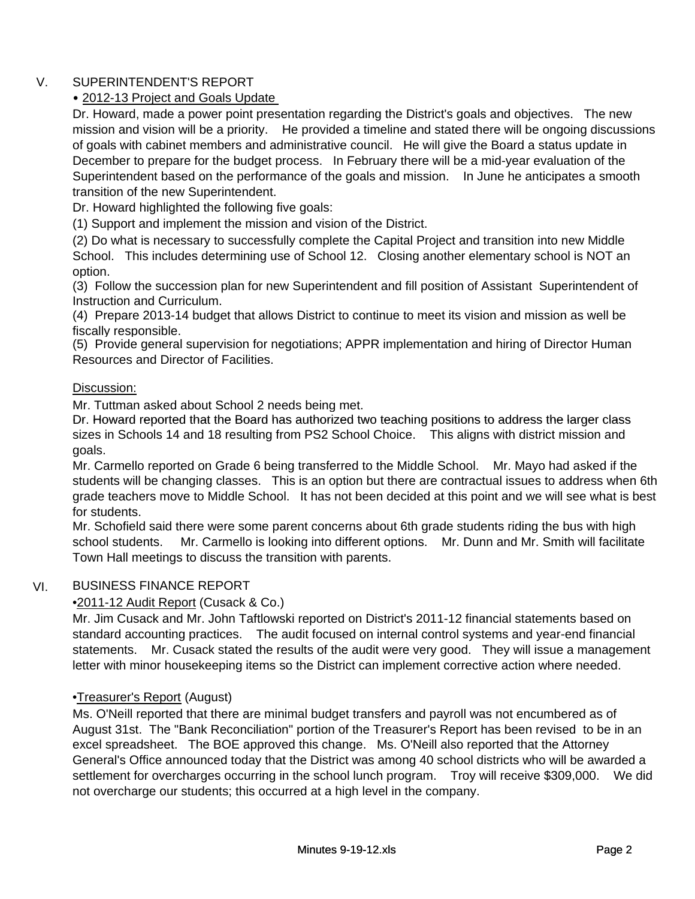## V. SUPERINTENDENT'S REPORT

• 2012-13 Project and Goals Update

Dr. Howard, made a power point presentation regarding the District's goals and objectives. The new mission and vision will be a priority. He provided a timeline and stated there will be ongoing discussions of goals with cabinet members and administrative council. He will give the Board a status update in December to prepare for the budget process. In February there will be a mid-year evaluation of the Superintendent based on the performance of the goals and mission. In June he anticipates a smooth transition of the new Superintendent.

Dr. Howard highlighted the following five goals:

(1) Support and implement the mission and vision of the District.

(2) Do what is necessary to successfully complete the Capital Project and transition into new Middle School. This includes determining use of School 12. Closing another elementary school is NOT an option.

(3) Follow the succession plan for new Superintendent and fill position of Assistant Superintendent of Instruction and Curriculum.

(4) Prepare 2013-14 budget that allows District to continue to meet its vision and mission as well be fiscally responsible.

(5) Provide general supervision for negotiations; APPR implementation and hiring of Director Human Resources and Director of Facilities.

Discussion:

Mr. Tuttman asked about School 2 needs being met.

Dr. Howard reported that the Board has authorized two teaching positions to address the larger class sizes in Schools 14 and 18 resulting from PS2 School Choice. This aligns with district mission and goals.

Mr. Carmello reported on Grade 6 being transferred to the Middle School. Mr. Mayo had asked if the students will be changing classes. This is an option but there are contractual issues to address when 6th grade teachers move to Middle School. It has not been decided at this point and we will see what is best for students.

Mr. Schofield said there were some parent concerns about 6th grade students riding the bus with high school students. Mr. Carmello is looking into different options. Mr. Dunn and Mr. Smith will facilitate Town Hall meetings to discuss the transition with parents.

## VI. BUSINESS FINANCE REPORT

•2011-12 Audit Report (Cusack & Co.)

Mr. Jim Cusack and Mr. John Taftlowski reported on District's 2011-12 financial statements based on standard accounting practices. The audit focused on internal control systems and year-end financial statements. Mr. Cusack stated the results of the audit were very good. They will issue a management letter with minor housekeeping items so the District can implement corrective action where needed.

•Treasurer's Report (August)

Ms. O'Neill reported that there are minimal budget transfers and payroll was not encumbered as of August 31st. The "Bank Reconciliation" portion of the Treasurer's Report has been revised to be in an excel spreadsheet. The BOE approved this change. Ms. O'Neill also reported that the Attorney General's Office announced today that the District was among 40 school districts who will be awarded a settlement for overcharges occurring in the school lunch program. Troy will receive $309,000. We did not overcharge our students; this occurred at a high level in the company.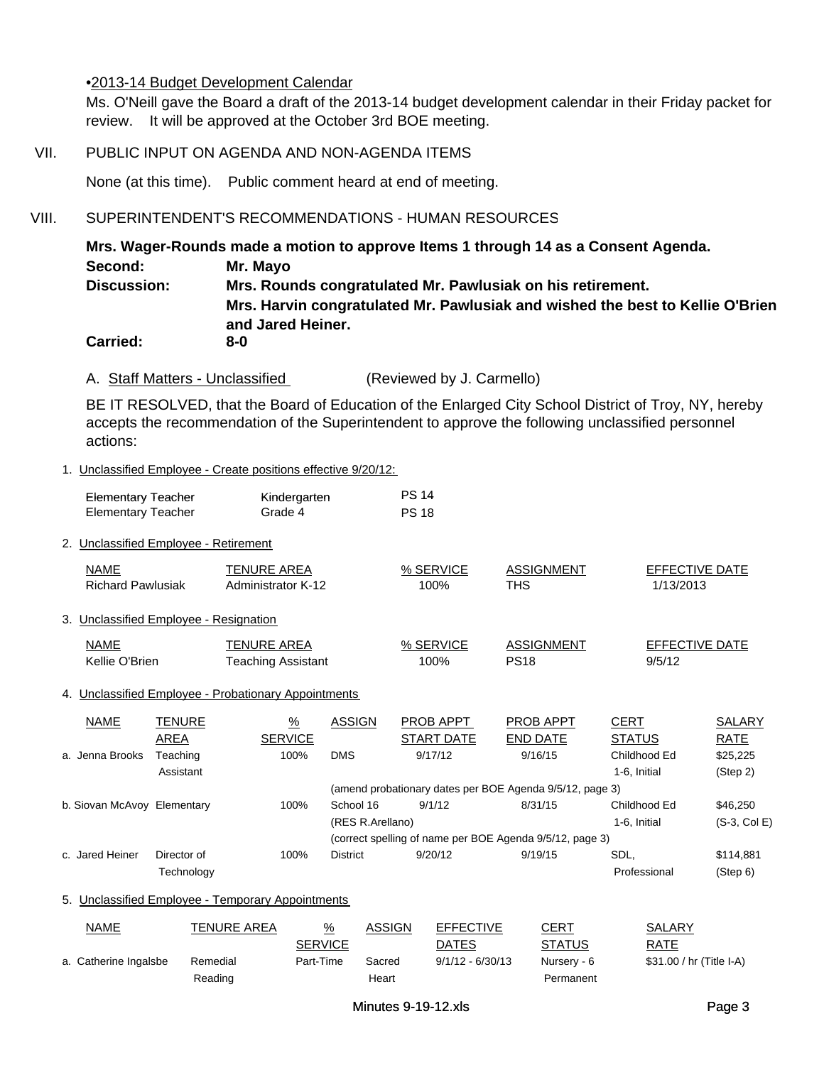•2013-14 Budget Development Calendar

Ms. O'Neill gave the Board a draft of the 2013-14 budget development calendar in their Friday packet for review. It will be approved at the October 3rd BOE meeting.

## VII. PUBLIC INPUT ON AGENDA AND NON-AGENDA ITEMS

None (at this time). Public comment heard at end of meeting.

## VIII. SUPERINTENDENT'S RECOMMENDATIONS - HUMAN RESOURCES

**Mrs. Wager-Rounds made a motion to approve Items 1 through 14 as a Consent Agenda.**

**Second:** **Mr. Mayo**

**Discussion:** **Mrs. Rounds congratulated Mr. Pawlusiak on his retirement.**
**Mrs. Harvin congratulated Mr. Pawlusiak and wished the best to Kellie O'Brien and Jared Heiner.**

**Carried:** **8-0**

A. Staff Matters - Unclassified (Reviewed by J. Carmello)

BE IT RESOLVED, that the Board of Education of the Enlarged City School District of Troy, NY, hereby accepts the recommendation of the Superintendent to approve the following unclassified personnel actions:

1. Unclassified Employee - Create positions effective 9/20/12:

| | | |
|---|---|---|
| Elementary Teacher | Kindergarten | PS 14 |
| Elementary Teacher | Grade 4 | PS 18 |

2. Unclassified Employee - Retirement

| NAME | TENURE AREA | % SERVICE | ASSIGNMENT | EFFECTIVE DATE |
|---|---|---|---|---|
| Richard Pawlusiak | Administrator K-12 | 100% | THS | 1/13/2013 |

3. Unclassified Employee - Resignation

| NAME | TENURE AREA | % SERVICE | ASSIGNMENT | EFFECTIVE DATE |
|---|---|---|---|---|
| Kellie O'Brien | Teaching Assistant | 100% | PS18 | 9/5/12 |

4. Unclassified Employee - Probationary Appointments

| NAME | TENURE AREA | % SERVICE | ASSIGN | PROB APPT START DATE | PROB APPT END DATE | CERT STATUS | SALARY RATE |
|---|---|---|---|---|---|---|---|
| a. Jenna Brooks | Teaching Assistant | 100% | DMS | 9/17/12 | 9/16/15 | Childhood Ed 1-6, Initial | $25,225 (Step 2) |
| | | | (amend probationary dates per BOE Agenda 9/5/12, page 3) | | | | |
| b. Siovan McAvoy | Elementary | 100% | School 16 (RES R.Arellano) | 9/1/12 | 8/31/15 | Childhood Ed 1-6, Initial | $46,250 (S-3, Col E) |
| | | | (correct spelling of name per BOE Agenda 9/5/12, page 3) | | | | |
| c. Jared Heiner | Director of Technology | 100% | District | 9/20/12 | 9/19/15 | SDL, Professional | $114,881 (Step 6) |

5. Unclassified Employee - Temporary Appointments

| NAME | TENURE AREA | % SERVICE | ASSIGN | EFFECTIVE DATES | CERT STATUS | SALARY RATE |
|---|---|---|---|---|---|---|
| a. Catherine Ingalsbe | Remedial Reading | Part-Time | Sacred Heart | 9/1/12 - 6/30/13 | Nursery - 6 Permanent | $31.00 / hr (Title I-A) |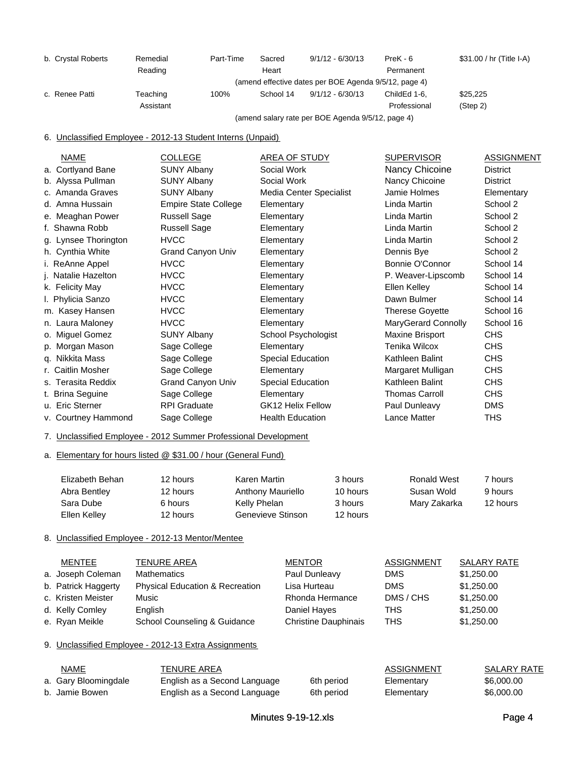| | | | | | | |
|---|---|---|---|---|---|---|
| b. Crystal Roberts | Remedial Reading | Part-Time | Sacred Heart | 9/1/12 - 6/30/13 | PreK - 6 Permanent | $31.00 / hr (Title I-A) |
| | | | (amend effective dates per BOE Agenda 9/5/12, page 4) | | | |
| c. Renee Patti | Teaching Assistant | 100% | School 14 | 9/1/12 - 6/30/13 | ChildEd 1-6, Professional | $25,225 (Step 2) |
| | | | (amend salary rate per BOE Agenda 9/5/12, page 4) | | | |

6. Unclassified Employee - 2012-13 Student Interns (Unpaid)

| NAME | COLLEGE | AREA OF STUDY | SUPERVISOR | ASSIGNMENT |
|---|---|---|---|---|
| a. Cortlyand Bane | SUNY Albany | Social Work | Nancy Chicoine | District |
| b. Alyssa Pullman | SUNY Albany | Social Work | Nancy Chicoine | District |
| c. Amanda Graves | SUNY Albany | Media Center Specialist | Jamie Holmes | Elementary |
| d. Amna Hussain | Empire State College | Elementary | Linda Martin | School 2 |
| e. Meaghan Power | Russell Sage | Elementary | Linda Martin | School 2 |
| f. Shawna Robb | Russell Sage | Elementary | Linda Martin | School 2 |
| g. Lynsee Thorington | HVCC | Elementary | Linda Martin | School 2 |
| h. Cynthia White | Grand Canyon Univ | Elementary | Dennis Bye | School 2 |
| i. ReAnne Appel | HVCC | Elementary | Bonnie O'Connor | School 14 |
| j. Natalie Hazelton | HVCC | Elementary | P. Weaver-Lipscomb | School 14 |
| k. Felicity May | HVCC | Elementary | Ellen Kelley | School 14 |
| l. Phylicia Sanzo | HVCC | Elementary | Dawn Bulmer | School 14 |
| m. Kasey Hansen | HVCC | Elementary | Therese Goyette | School 16 |
| n. Laura Maloney | HVCC | Elementary | MaryGerard Connolly | School 16 |
| o. Miguel Gomez | SUNY Albany | School Psychologist | Maxine Brisport | CHS |
| p. Morgan Mason | Sage College | Elementary | Tenika Wilcox | CHS |
| q. Nikkita Mass | Sage College | Special Education | Kathleen Balint | CHS |
| r. Caitlin Mosher | Sage College | Elementary | Margaret Mulligan | CHS |
| s. Terasita Reddix | Grand Canyon Univ | Special Education | Kathleen Balint | CHS |
| t. Brina Seguine | Sage College | Elementary | Thomas Carroll | CHS |
| u. Eric Sterner | RPI Graduate | GK12 Helix Fellow | Paul Dunleavy | DMS |
| v. Courtney Hammond | Sage College | Health Education | Lance Matter | THS |

7. Unclassified Employee - 2012 Summer Professional Development

a. Elementary for hours listed @ $31.00 / hour (General Fund)

| | | | | | |
|---|---|---|---|---|---|
| Elizabeth Behan | 12 hours | Karen Martin | 3 hours | Ronald West | 7 hours |
| Abra Bentley | 12 hours | Anthony Mauriello | 10 hours | Susan Wold | 9 hours |
| Sara Dube | 6 hours | Kelly Phelan | 3 hours | Mary Zakarka | 12 hours |
| Ellen Kelley | 12 hours | Genevieve Stinson | 12 hours | | |

8. Unclassified Employee - 2012-13 Mentor/Mentee

| MENTEE | TENURE AREA | MENTOR | ASSIGNMENT | SALARY RATE |
|---|---|---|---|---|
| a. Joseph Coleman | Mathematics | Paul Dunleavy | DMS | $1,250.00 |
| b. Patrick Haggerty | Physical Education & Recreation | Lisa Hurteau | DMS | $1,250.00 |
| c. Kristen Meister | Music | Rhonda Hermance | DMS / CHS | $1,250.00 |
| d. Kelly Comley | English | Daniel Hayes | THS | $1,250.00 |
| e. Ryan Meikle | School Counseling & Guidance | Christine Dauphinais | THS | $1,250.00 |

9. Unclassified Employee - 2012-13 Extra Assignments

| NAME | TENURE AREA | | ASSIGNMENT | SALARY RATE |
|---|---|---|---|---|
| a. Gary Bloomingdale | English as a Second Language | 6th period | Elementary | $6,000.00 |
| b. Jamie Bowen | English as a Second Language | 6th period | Elementary | $6,000.00 |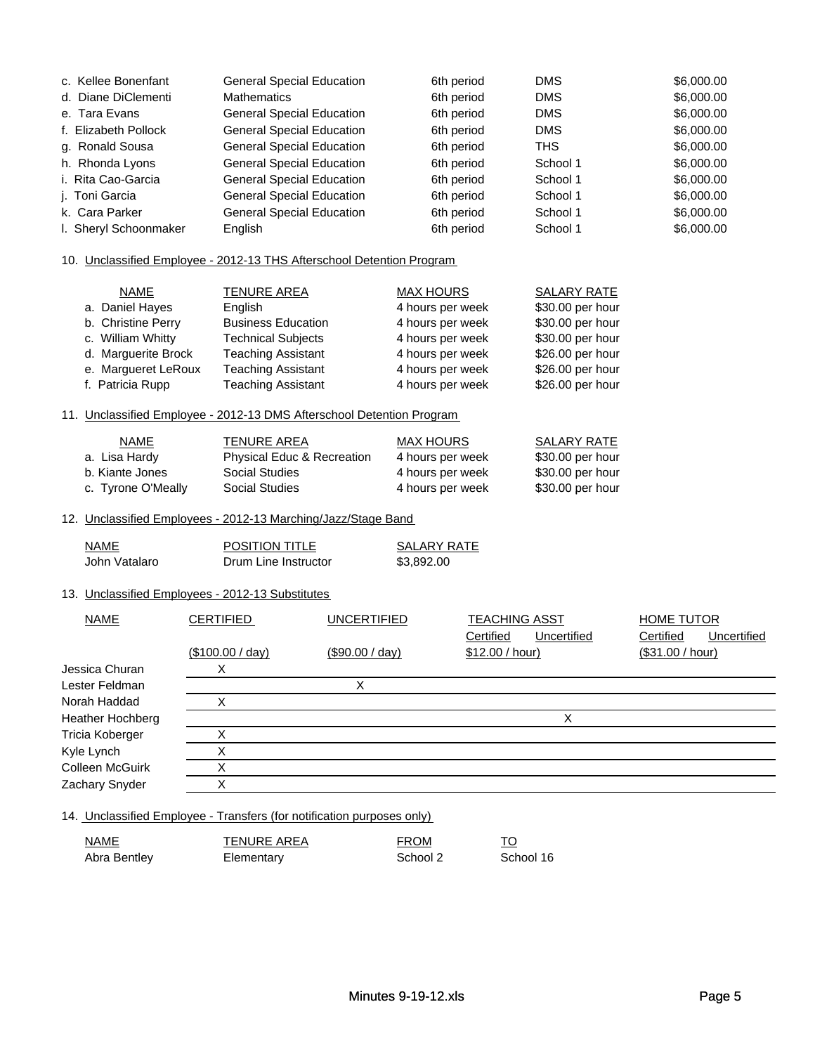| | | | | |
|---|---|---|---|---|
| c. Kellee Bonenfant | General Special Education | 6th period | DMS | $6,000.00 |
| d. Diane DiClementi | Mathematics | 6th period | DMS | $6,000.00 |
| e. Tara Evans | General Special Education | 6th period | DMS | $6,000.00 |
| f. Elizabeth Pollock | General Special Education | 6th period | DMS | $6,000.00 |
| g. Ronald Sousa | General Special Education | 6th period | THS | $6,000.00 |
| h. Rhonda Lyons | General Special Education | 6th period | School 1 | $6,000.00 |
| i. Rita Cao-Garcia | General Special Education | 6th period | School 1 | $6,000.00 |
| j. Toni Garcia | General Special Education | 6th period | School 1 | $6,000.00 |
| k. Cara Parker | General Special Education | 6th period | School 1 | $6,000.00 |
| l. Sheryl Schoonmaker | English | 6th period | School 1 | $6,000.00 |

10. Unclassified Employee - 2012-13 THS Afterschool Detention Program

| NAME | TENURE AREA | MAX HOURS | SALARY RATE |
|---|---|---|---|
| a. Daniel Hayes | English | 4 hours per week | $30.00 per hour |
| b. Christine Perry | Business Education | 4 hours per week | $30.00 per hour |
| c. William Whitty | Technical Subjects | 4 hours per week | $30.00 per hour |
| d. Marguerite Brock | Teaching Assistant | 4 hours per week | $26.00 per hour |
| e. Margueret LeRoux | Teaching Assistant | 4 hours per week | $26.00 per hour |
| f. Patricia Rupp | Teaching Assistant | 4 hours per week | $26.00 per hour |

11. Unclassified Employee - 2012-13 DMS Afterschool Detention Program

| NAME | TENURE AREA | MAX HOURS | SALARY RATE |
|---|---|---|---|
| a. Lisa Hardy | Physical Educ & Recreation | 4 hours per week | $30.00 per hour |
| b. Kiante Jones | Social Studies | 4 hours per week | $30.00 per hour |
| c. Tyrone O'Meally | Social Studies | 4 hours per week | $30.00 per hour |

12. Unclassified Employees - 2012-13 Marching/Jazz/Stage Band

| NAME | POSITION TITLE | SALARY RATE |
|---|---|---|
| John Vatalaro | Drum Line Instructor | $3,892.00 |

13. Unclassified Employees - 2012-13 Substitutes

| NAME | CERTIFIED | UNCERTIFIED | TEACHING ASST | | HOME TUTOR | |
|---|---|---|---|---|---|---|
| | | | Certified | Uncertified | Certified | Uncertified |
| | ($100.00 / day) | ($90.00 / day) | $12.00 / hour) | | ($31.00 / hour) | |
| Jessica Churan | X | | | | | |
| Lester Feldman | | X | | | | |
| Norah Haddad | X | | | | | |
| Heather Hochberg | | | | X | | |
| Tricia Koberger | X | | | | | |
| Kyle Lynch | X | | | | | |
| Colleen McGuirk | X | | | | | |
| Zachary Snyder | X | | | | | |

14. Unclassified Employee - Transfers (for notification purposes only)

| NAME | TENURE AREA | FROM | TO |
|---|---|---|---|
| Abra Bentley | Elementary | School 2 | School 16 |

Minutes 9-19-12.xls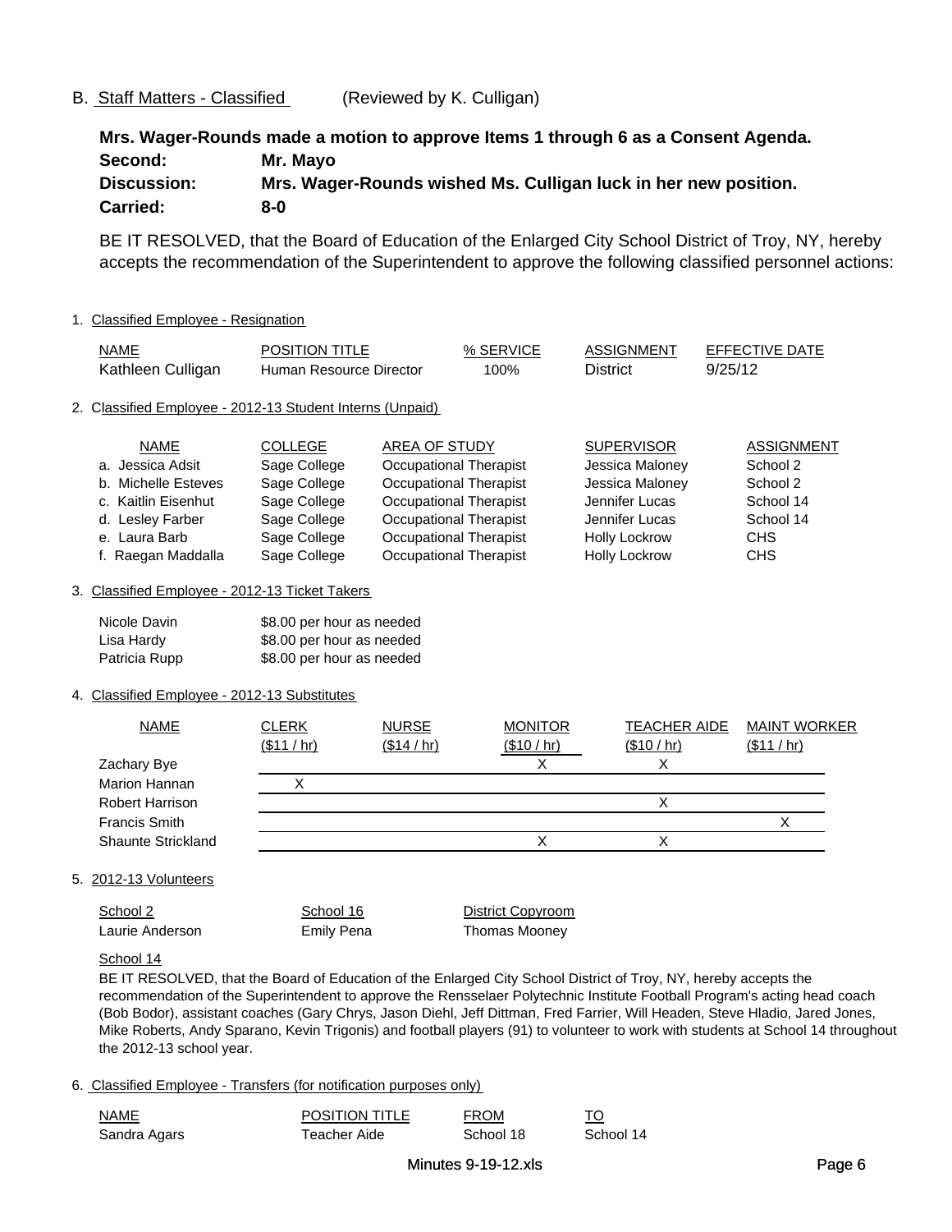## B. Staff Matters - Classified (Reviewed by K. Culligan)

**Mrs. Wager-Rounds made a motion to approve Items 1 through 6 as a Consent Agenda.**

**Second:** **Mr. Mayo**

**Discussion:** **Mrs. Wager-Rounds wished Ms. Culligan luck in her new position.**

**Carried:** **8-0**

BE IT RESOLVED, that the Board of Education of the Enlarged City School District of Troy, NY, hereby accepts the recommendation of the Superintendent to approve the following classified personnel actions:

1. Classified Employee - Resignation

| NAME | POSITION TITLE | % SERVICE | ASSIGNMENT | EFFECTIVE DATE |
|---|---|---|---|---|
| Kathleen Culligan | Human Resource Director | 100% | District | 9/25/12 |

2. Classified Employee - 2012-13 Student Interns (Unpaid)

| NAME | COLLEGE | AREA OF STUDY | SUPERVISOR | ASSIGNMENT |
|---|---|---|---|---|
| a. Jessica Adsit | Sage College | Occupational Therapist | Jessica Maloney | School 2 |
| b. Michelle Esteves | Sage College | Occupational Therapist | Jessica Maloney | School 2 |
| c. Kaitlin Eisenhut | Sage College | Occupational Therapist | Jennifer Lucas | School 14 |
| d. Lesley Farber | Sage College | Occupational Therapist | Jennifer Lucas | School 14 |
| e. Laura Barb | Sage College | Occupational Therapist | Holly Lockrow | CHS |
| f. Raegan Maddalla | Sage College | Occupational Therapist | Holly Lockrow | CHS |

3. Classified Employee - 2012-13 Ticket Takers

| | |
|---|---|
| Nicole Davin | $8.00 per hour as needed |
| Lisa Hardy | $8.00 per hour as needed |
| Patricia Rupp | $8.00 per hour as needed |

4. Classified Employee - 2012-13 Substitutes

| NAME | CLERK ($11 / hr) | NURSE ($14 / hr) | MONITOR ($10 / hr) | TEACHER AIDE ($10 / hr) | MAINT WORKER ($11 / hr) |
|---|---|---|---|---|---|
| Zachary Bye | | | X | X | |
| Marion Hannan | X | | | | |
| Robert Harrison | | | | X | |
| Francis Smith | | | | | X |
| Shaunte Strickland | | | X | X | |

5. 2012-13 Volunteers

| School 2 | School 16 | District Copyroom |
|---|---|---|
| Laurie Anderson | Emily Pena | Thomas Mooney |

School 14

BE IT RESOLVED, that the Board of Education of the Enlarged City School District of Troy, NY, hereby accepts the recommendation of the Superintendent to approve the Rensselaer Polytechnic Institute Football Program's acting head coach (Bob Bodor), assistant coaches (Gary Chrys, Jason Diehl, Jeff Dittman, Fred Farrier, Will Headen, Steve Hladio, Jared Jones, Mike Roberts, Andy Sparano, Kevin Trigonis) and football players (91) to volunteer to work with students at School 14 throughout the 2012-13 school year.

6. Classified Employee - Transfers (for notification purposes only)

| NAME | POSITION TITLE | FROM | TO |
|---|---|---|---|
| Sandra Agars | Teacher Aide | School 18 | School 14 |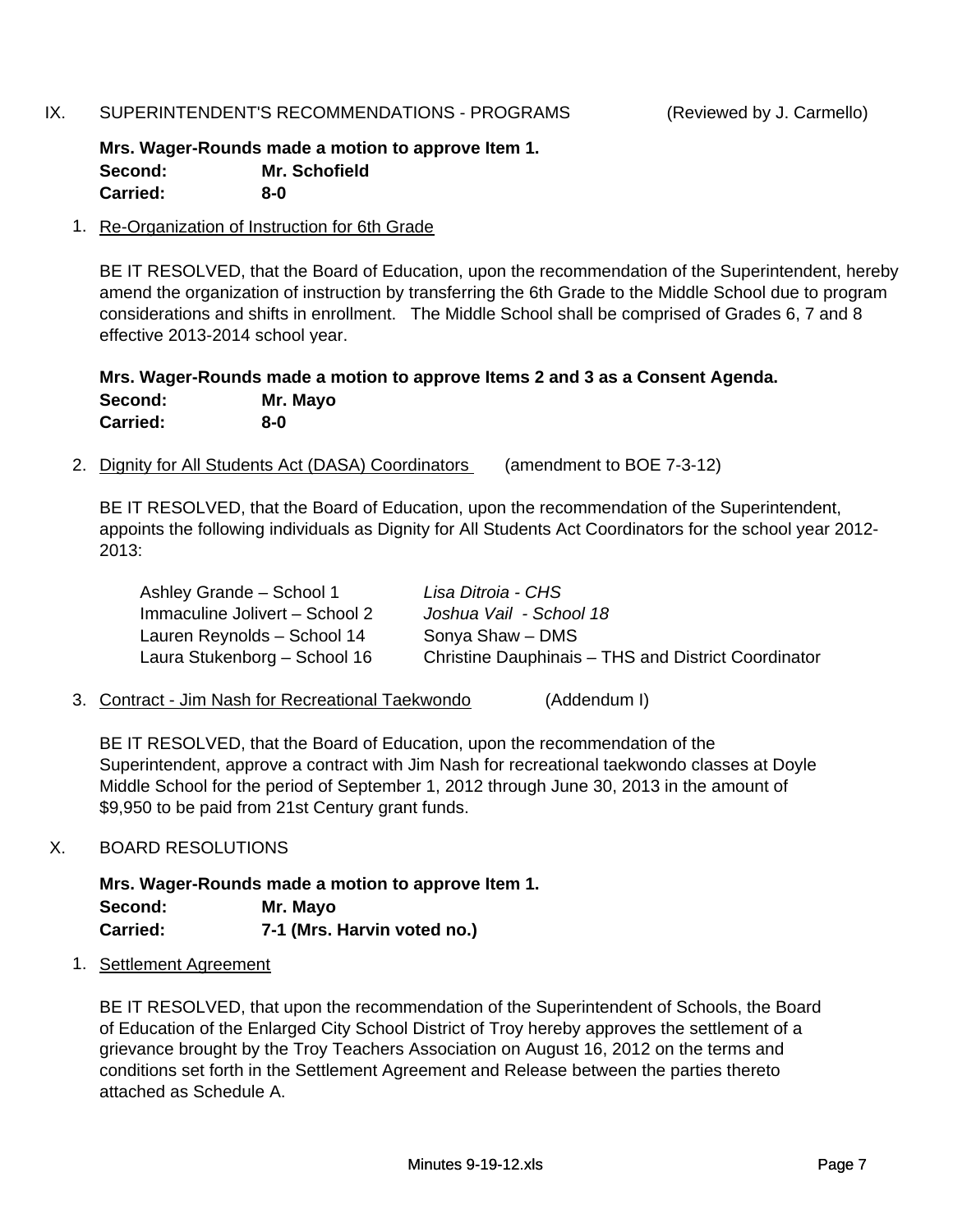## IX. SUPERINTENDENT'S RECOMMENDATIONS - PROGRAMS (Reviewed by J. Carmello)

**Mrs. Wager-Rounds made a motion to approve Item 1.**
**Second: Mr. Schofield**
**Carried: 8-0**

1. Re-Organization of Instruction for 6th Grade

BE IT RESOLVED, that the Board of Education, upon the recommendation of the Superintendent, hereby amend the organization of instruction by transferring the 6th Grade to the Middle School due to program considerations and shifts in enrollment. The Middle School shall be comprised of Grades 6, 7 and 8 effective 2013-2014 school year.

**Mrs. Wager-Rounds made a motion to approve Items 2 and 3 as a Consent Agenda.**
**Second: Mr. Mayo**
**Carried: 8-0**

2. Dignity for All Students Act (DASA) Coordinators (amendment to BOE 7-3-12)

BE IT RESOLVED, that the Board of Education, upon the recommendation of the Superintendent, appoints the following individuals as Dignity for All Students Act Coordinators for the school year 2012-2013:

| | |
|---|---|
| Ashley Grande – School 1 | *Lisa Ditroia - CHS* |
| Immaculine Jolivert – School 2 | *Joshua Vail - School 18* |
| Lauren Reynolds – School 14 | Sonya Shaw – DMS |
| Laura Stukenborg – School 16 | Christine Dauphinais – THS and District Coordinator |

3. Contract - Jim Nash for Recreational Taekwondo (Addendum I)

BE IT RESOLVED, that the Board of Education, upon the recommendation of the Superintendent, approve a contract with Jim Nash for recreational taekwondo classes at Doyle Middle School for the period of September 1, 2012 through June 30, 2013 in the amount of $9,950 to be paid from 21st Century grant funds.

## X. BOARD RESOLUTIONS

**Mrs. Wager-Rounds made a motion to approve Item 1.**
**Second: Mr. Mayo**
**Carried: 7-1 (Mrs. Harvin voted no.)**

1. Settlement Agreement

BE IT RESOLVED, that upon the recommendation of the Superintendent of Schools, the Board of Education of the Enlarged City School District of Troy hereby approves the settlement of a grievance brought by the Troy Teachers Association on August 16, 2012 on the terms and conditions set forth in the Settlement Agreement and Release between the parties thereto attached as Schedule A.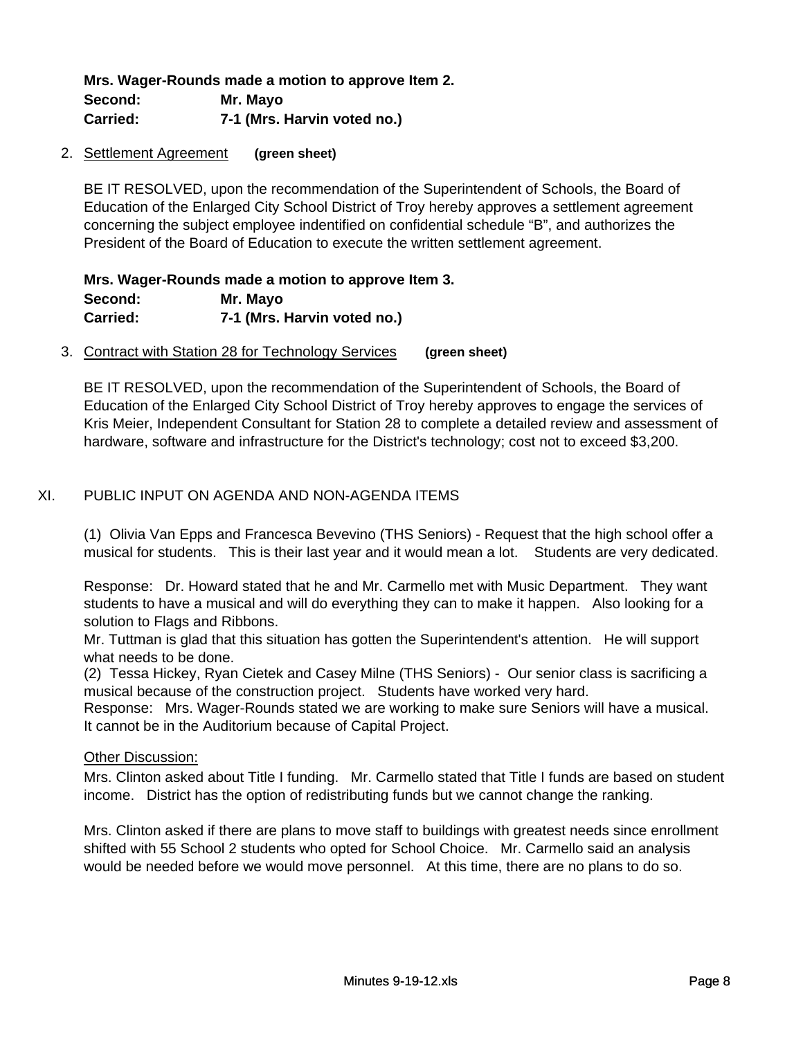**Mrs. Wager-Rounds made a motion to approve Item 2.**
**Second:** **Mr. Mayo**
**Carried:** **7-1 (Mrs. Harvin voted no.)**

2. Settlement Agreement **(green sheet)**

   BE IT RESOLVED, upon the recommendation of the Superintendent of Schools, the Board of Education of the Enlarged City School District of Troy hereby approves a settlement agreement concerning the subject employee indentified on confidential schedule "B", and authorizes the President of the Board of Education to execute the written settlement agreement.

   **Mrs. Wager-Rounds made a motion to approve Item 3.**
   **Second:** **Mr. Mayo**
   **Carried:** **7-1 (Mrs. Harvin voted no.)**

3. Contract with Station 28 for Technology Services **(green sheet)**

   BE IT RESOLVED, upon the recommendation of the Superintendent of Schools, the Board of Education of the Enlarged City School District of Troy hereby approves to engage the services of Kris Meier, Independent Consultant for Station 28 to complete a detailed review and assessment of hardware, software and infrastructure for the District's technology; cost not to exceed $3,200.

XI. PUBLIC INPUT ON AGENDA AND NON-AGENDA ITEMS

(1) Olivia Van Epps and Francesca Bevevino (THS Seniors) - Request that the high school offer a musical for students. This is their last year and it would mean a lot. Students are very dedicated.

Response: Dr. Howard stated that he and Mr. Carmello met with Music Department. They want students to have a musical and will do everything they can to make it happen. Also looking for a solution to Flags and Ribbons.
Mr. Tuttman is glad that this situation has gotten the Superintendent's attention. He will support what needs to be done.
(2) Tessa Hickey, Ryan Cietek and Casey Milne (THS Seniors) - Our senior class is sacrificing a musical because of the construction project. Students have worked very hard.
Response: Mrs. Wager-Rounds stated we are working to make sure Seniors will have a musical. It cannot be in the Auditorium because of Capital Project.

Other Discussion:
Mrs. Clinton asked about Title I funding. Mr. Carmello stated that Title I funds are based on student income. District has the option of redistributing funds but we cannot change the ranking.

Mrs. Clinton asked if there are plans to move staff to buildings with greatest needs since enrollment shifted with 55 School 2 students who opted for School Choice. Mr. Carmello said an analysis would be needed before we would move personnel. At this time, there are no plans to do so.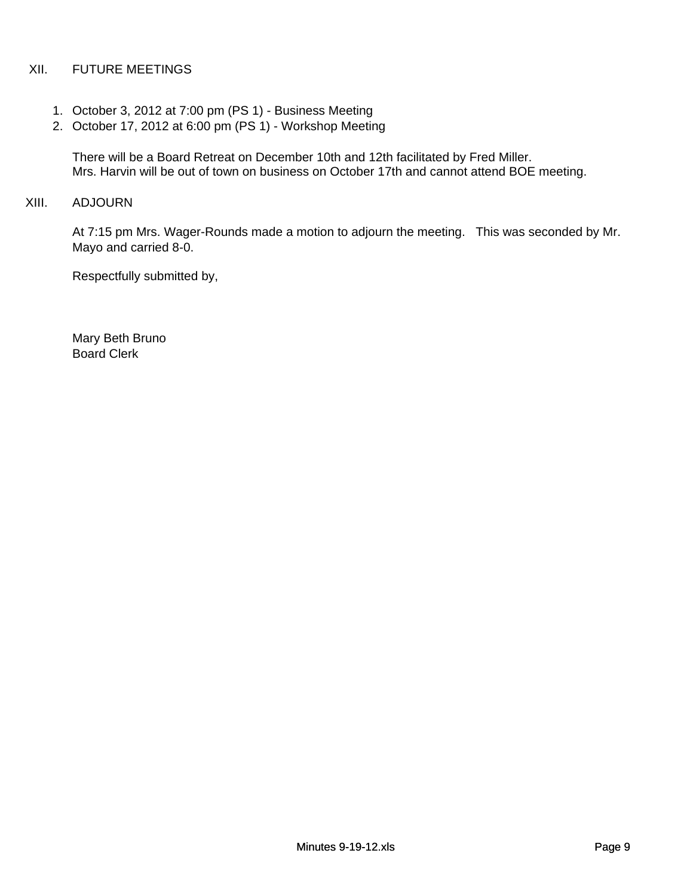## XII. FUTURE MEETINGS

1. October 3, 2012 at 7:00 pm (PS 1) - Business Meeting
2. October 17, 2012 at 6:00 pm (PS 1) - Workshop Meeting

There will be a Board Retreat on December 10th and 12th facilitated by Fred Miller.
Mrs. Harvin will be out of town on business on October 17th and cannot attend BOE meeting.

## XIII. ADJOURN

At 7:15 pm Mrs. Wager-Rounds made a motion to adjourn the meeting. This was seconded by Mr. Mayo and carried 8-0.

Respectfully submitted by,

Mary Beth Bruno
Board Clerk